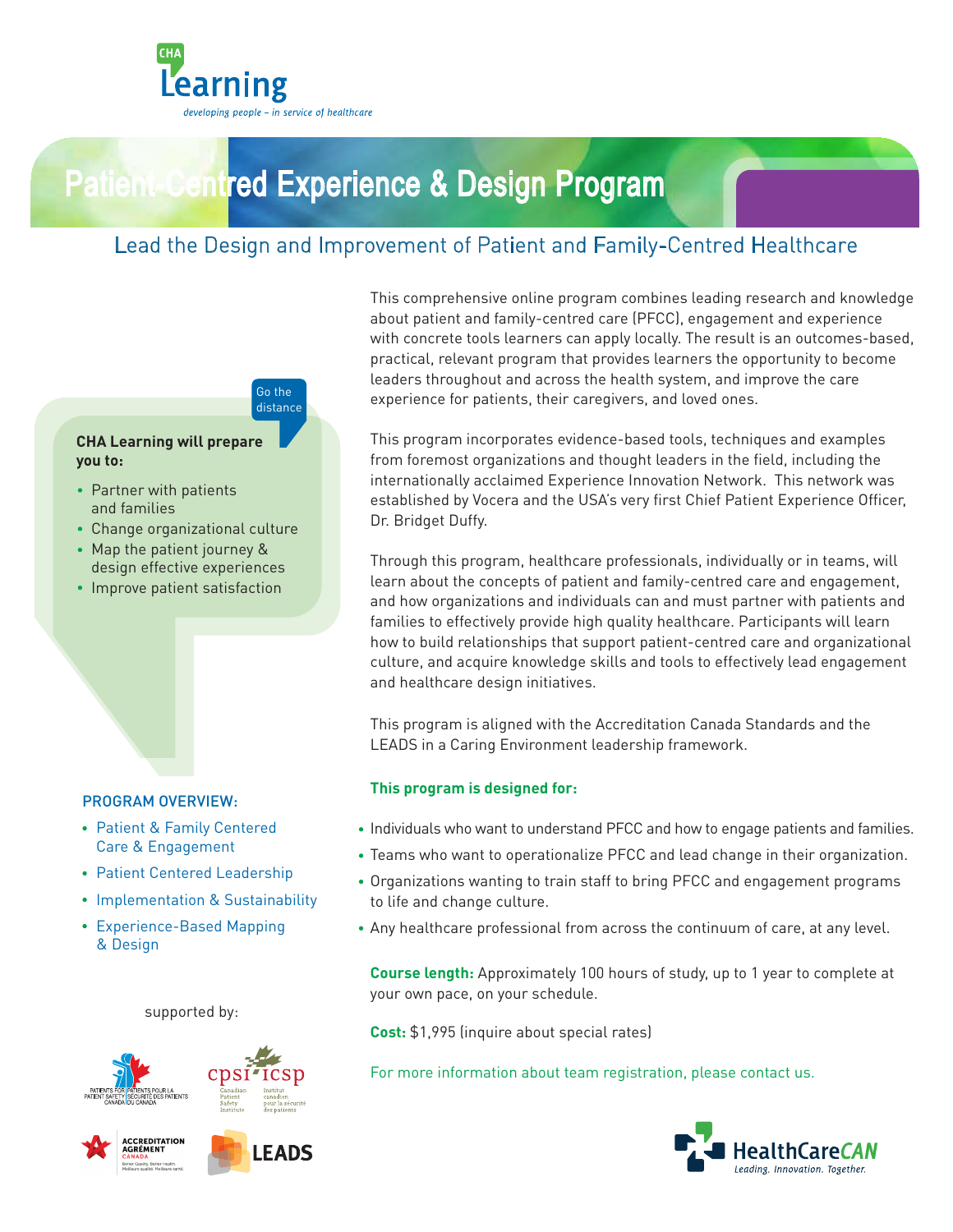CHA Learning

*developing people – in service of healthcare*

# Patient-Centred Experience & Design Program

## Lead the Design and Improvement of Patient and Family-Centred Healthcare

This comprehensive online program combines leading research and knowledge about patient and family-centred care (PFCC), engagement and experience with concrete tools learners can apply locally. The result is an outcomes-based, practical, relevant program that provides learners the opportunity to become leaders throughout and across the health system, and improve the care experience for patients, their caregivers, and loved ones.

This program incorporates evidence-based tools, techniques and examples from foremost organizations and thought leaders in the field, including the internationally acclaimed Experience Innovation Network. This network was established by Vocera and the USA's very first Chief Patient Experience Officer, Dr. Bridget Duffy.

Through this program, healthcare professionals, individually or in teams, will learn about the concepts of patient and family-centred care and engagement, and how organizations and individuals can and must partner with patients and families to effectively provide high quality healthcare. Participants will learn how to build relationships that support patient-centred care and organizational culture, and acquire knowledge skills and tools to effectively lead engagement and healthcare design initiatives.

This program is aligned with the Accreditation Canada Standards and the LEADS in a Caring Environment leadership framework.

Go the distance

**CHA Learning will prepare you to:**

- Partner with patients and families
- Change organizational culture
- Map the patient journey & design effective experiences
- Improve patient satisfaction

### PROGRAM OVERVIEW:

- Patient & Family Centered Care & Engagement
- Patient Centered Leadership
- Implementation & Sustainability
- Experience-Based Mapping & Design

### This program is designed for:

- Individuals who want to understand PFCC and how to engage patients and families.
- Teams who want to operationalize PFCC and lead change in their organization.
- Organizations wanting to train staff to bring PFCC and engagement programs to life and change culture.
- Any healthcare professional from across the continuum of care, at any level.

**Course length:** Approximately 100 hours of study, up to 1 year to complete at your own pace, on your schedule.

**Cost:** $1,995 (inquire about special rates)

For more information about team registration, please contact us.

supported by:

Patients for Patient Safety Canada | Patients pour la sécurité des patients du Canada

cpsi-icsp Canadian Patient Safety Institute | Institut canadien pour la sécurité des patients

Accreditation Agrément Canada

LEADS

HealthCareCAN *Leading. Innovation. Together.*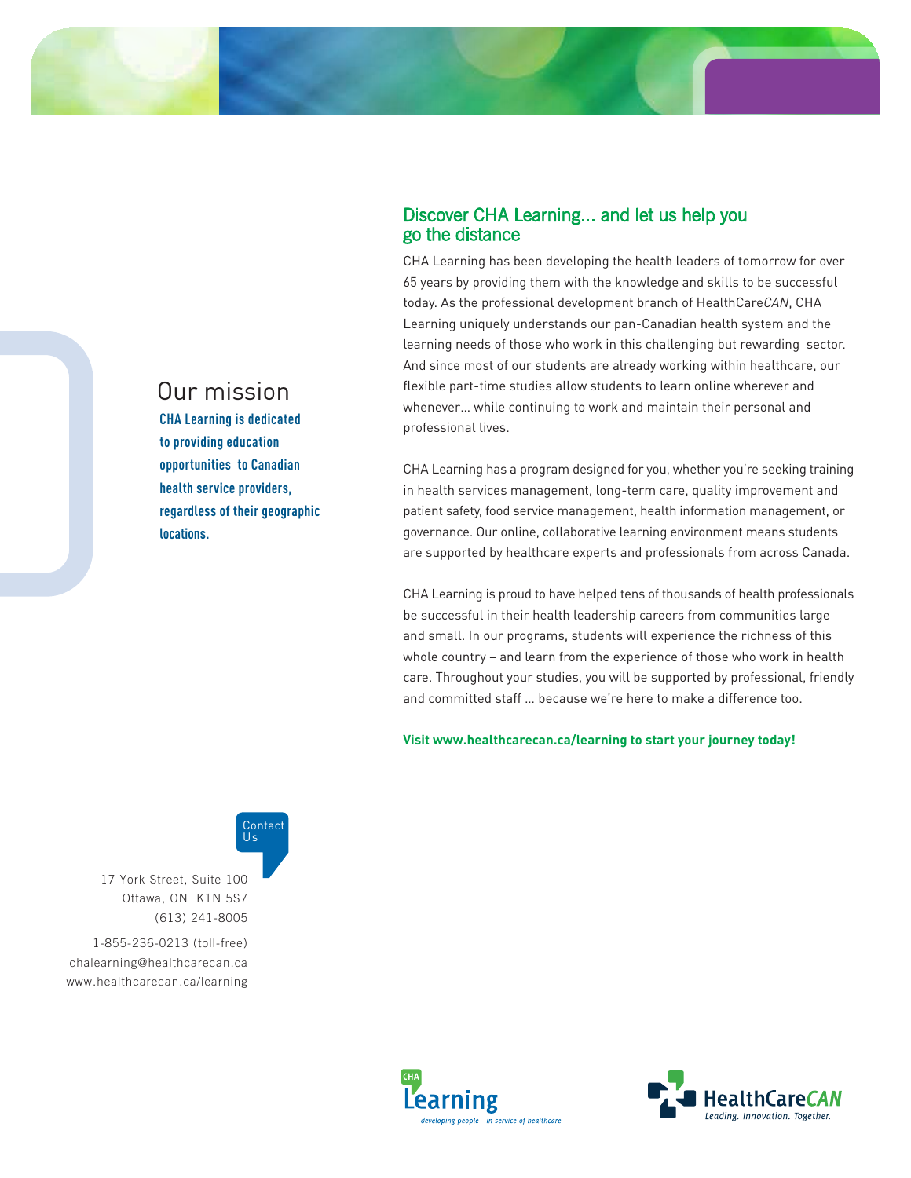## Our mission

**CHA Learning is dedicated to providing education opportunities to Canadian health service providers, regardless of their geographic locations.**

## Discover CHA Learning... and let us help you go the distance

CHA Learning has been developing the health leaders of tomorrow for over 65 years by providing them with the knowledge and skills to be successful today. As the professional development branch of HealthCare*CAN*, CHA Learning uniquely understands our pan-Canadian health system and the learning needs of those who work in this challenging but rewarding sector. And since most of our students are already working within healthcare, our flexible part-time studies allow students to learn online wherever and whenever... while continuing to work and maintain their personal and professional lives.

CHA Learning has a program designed for you, whether you're seeking training in health services management, long-term care, quality improvement and patient safety, food service management, health information management, or governance. Our online, collaborative learning environment means students are supported by healthcare experts and professionals from across Canada.

CHA Learning is proud to have helped tens of thousands of health professionals be successful in their health leadership careers from communities large and small. In our programs, students will experience the richness of this whole country – and learn from the experience of those who work in health care. Throughout your studies, you will be supported by professional, friendly and committed staff ... because we're here to make a difference too.

**Visit www.healthcarecan.ca/learning to start your journey today!**

Contact Us

17 York Street, Suite 100
Ottawa, ON K1N 5S7
(613) 241-8005

1-855-236-0213 (toll-free)
chalearning@healthcarecan.ca
www.healthcarecan.ca/learning

CHA Learning
*developing people - in service of healthcare*

HealthCare*CAN*
*Leading. Innovation. Together.*